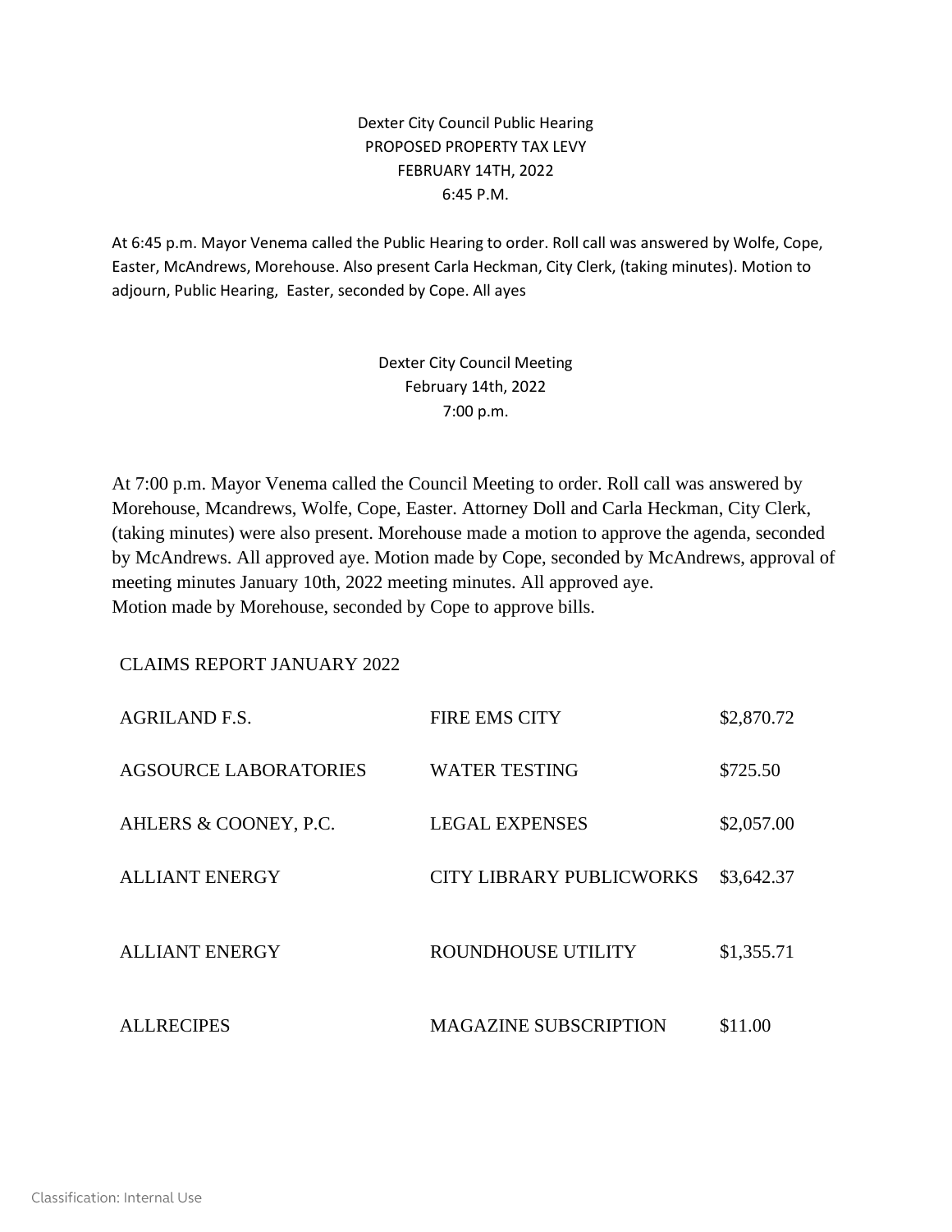# Dexter City Council Public Hearing
## PROPOSED PROPERTY TAX LEVY
### FEBRUARY 14TH, 2022
### 6:45 P.M.

At 6:45 p.m. Mayor Venema called the Public Hearing to order. Roll call was answered by Wolfe, Cope, Easter, McAndrews, Morehouse. Also present Carla Heckman, City Clerk, (taking minutes). Motion to adjourn, Public Hearing, Easter, seconded by Cope. All ayes

# Dexter City Council Meeting
### February 14th, 2022
### 7:00 p.m.

At 7:00 p.m. Mayor Venema called the Council Meeting to order. Roll call was answered by Morehouse, Mcandrews, Wolfe, Cope, Easter. Attorney Doll and Carla Heckman, City Clerk, (taking minutes) were also present. Morehouse made a motion to approve the agenda, seconded by McAndrews. All approved aye. Motion made by Cope, seconded by McAndrews, approval of meeting minutes January 10th, 2022 meeting minutes. All approved aye.
Motion made by Morehouse, seconded by Cope to approve bills.

CLAIMS REPORT JANUARY 2022

| | | |
|---|---|---|
| AGRILAND F.S. | FIRE EMS CITY | $2,870.72 |
| AGSOURCE LABORATORIES | WATER TESTING | $725.50 |
| AHLERS & COONEY, P.C. | LEGAL EXPENSES | $2,057.00 |
| ALLIANT ENERGY | CITY LIBRARY PUBLICWORKS | $3,642.37 |
| ALLIANT ENERGY | ROUNDHOUSE UTILITY | $1,355.71 |
| ALLRECIPES | MAGAZINE SUBSCRIPTION | $11.00 |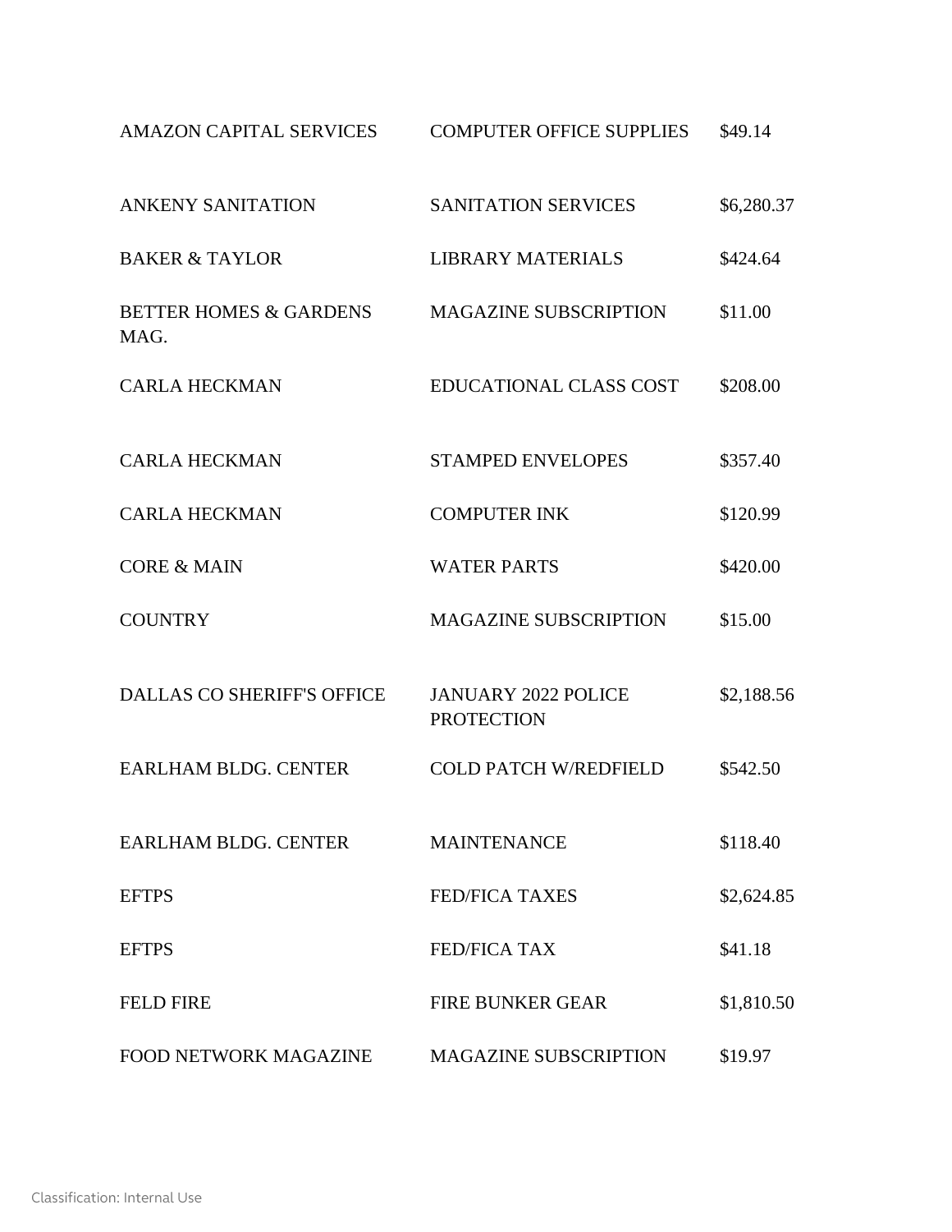| | | |
|---|---|---|
| AMAZON CAPITAL SERVICES | COMPUTER OFFICE SUPPLIES | $49.14 |
| ANKENY SANITATION | SANITATION SERVICES | $6,280.37 |
| BAKER & TAYLOR | LIBRARY MATERIALS | $424.64 |
| BETTER HOMES & GARDENS MAG. | MAGAZINE SUBSCRIPTION | $11.00 |
| CARLA HECKMAN | EDUCATIONAL CLASS COST | $208.00 |
| CARLA HECKMAN | STAMPED ENVELOPES | $357.40 |
| CARLA HECKMAN | COMPUTER INK | $120.99 |
| CORE & MAIN | WATER PARTS | $420.00 |
| COUNTRY | MAGAZINE SUBSCRIPTION | $15.00 |
| DALLAS CO SHERIFF'S OFFICE | JANUARY 2022 POLICE PROTECTION | $2,188.56 |
| EARLHAM BLDG. CENTER | COLD PATCH W/REDFIELD | $542.50 |
| EARLHAM BLDG. CENTER | MAINTENANCE | $118.40 |
| EFTPS | FED/FICA TAXES | $2,624.85 |
| EFTPS | FED/FICA TAX | $41.18 |
| FELD FIRE | FIRE BUNKER GEAR | $1,810.50 |
| FOOD NETWORK MAGAZINE | MAGAZINE SUBSCRIPTION | $19.97 |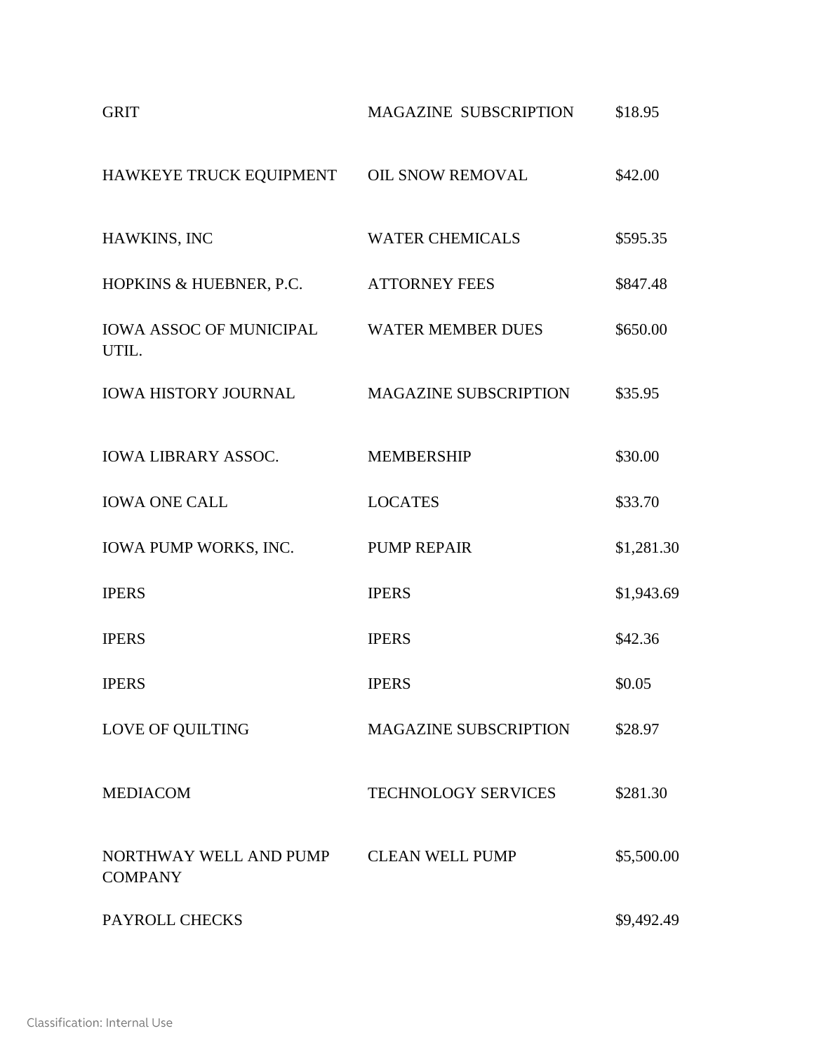| | | |
|---|---|---|
| GRIT | MAGAZINE SUBSCRIPTION | $18.95 |
| HAWKEYE TRUCK EQUIPMENT | OIL SNOW REMOVAL | $42.00 |
| HAWKINS, INC | WATER CHEMICALS | $595.35 |
| HOPKINS & HUEBNER, P.C. | ATTORNEY FEES | $847.48 |
| IOWA ASSOC OF MUNICIPAL UTIL. | WATER MEMBER DUES | $650.00 |
| IOWA HISTORY JOURNAL | MAGAZINE SUBSCRIPTION | $35.95 |
| IOWA LIBRARY ASSOC. | MEMBERSHIP | $30.00 |
| IOWA ONE CALL | LOCATES | $33.70 |
| IOWA PUMP WORKS, INC. | PUMP REPAIR | $1,281.30 |
| IPERS | IPERS | $1,943.69 |
| IPERS | IPERS | $42.36 |
| IPERS | IPERS | $0.05 |
| LOVE OF QUILTING | MAGAZINE SUBSCRIPTION | $28.97 |
| MEDIACOM | TECHNOLOGY SERVICES | $281.30 |
| NORTHWAY WELL AND PUMP COMPANY | CLEAN WELL PUMP | $5,500.00 |
| PAYROLL CHECKS | | $9,492.49 |

Classification: Internal Use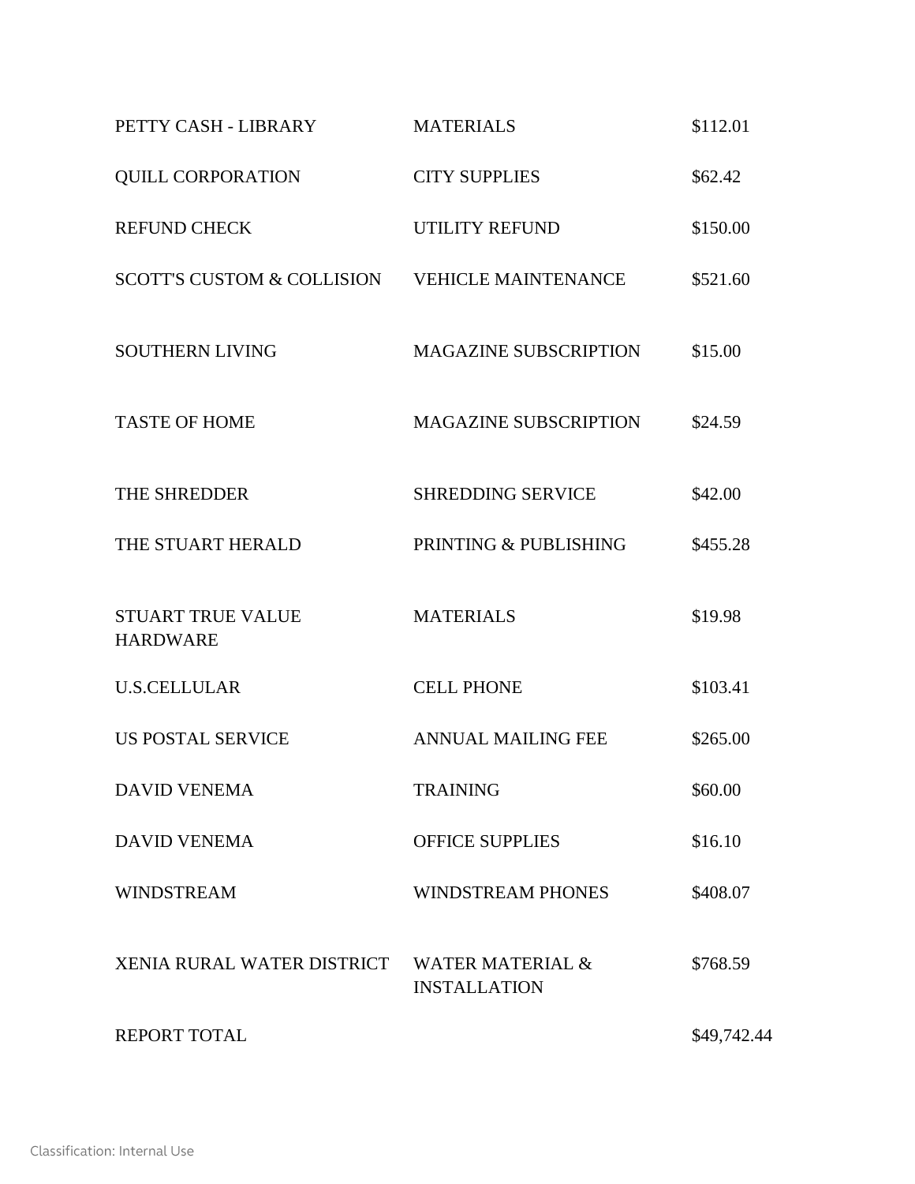| | | |
|---|---|---|
| PETTY CASH - LIBRARY | MATERIALS | $112.01 |
| QUILL CORPORATION | CITY SUPPLIES | $62.42 |
| REFUND CHECK | UTILITY REFUND | $150.00 |
| SCOTT'S CUSTOM & COLLISION | VEHICLE MAINTENANCE | $521.60 |
| SOUTHERN LIVING | MAGAZINE SUBSCRIPTION | $15.00 |
| TASTE OF HOME | MAGAZINE SUBSCRIPTION | $24.59 |
| THE SHREDDER | SHREDDING SERVICE | $42.00 |
| THE STUART HERALD | PRINTING & PUBLISHING | $455.28 |
| STUART TRUE VALUE HARDWARE | MATERIALS | $19.98 |
| U.S.CELLULAR | CELL PHONE | $103.41 |
| US POSTAL SERVICE | ANNUAL MAILING FEE | $265.00 |
| DAVID VENEMA | TRAINING | $60.00 |
| DAVID VENEMA | OFFICE SUPPLIES | $16.10 |
| WINDSTREAM | WINDSTREAM PHONES | $408.07 |
| XENIA RURAL WATER DISTRICT | WATER MATERIAL & INSTALLATION | $768.59 |
| REPORT TOTAL | | $49,742.44 |

Classification: Internal Use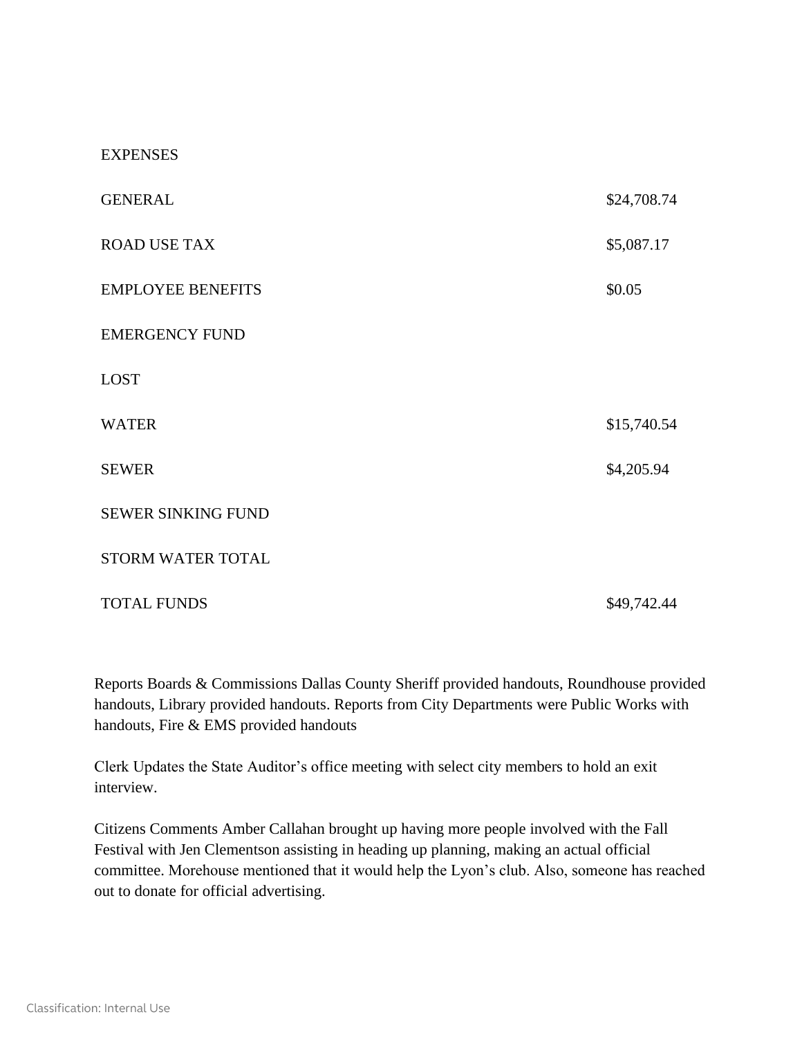| EXPENSES | |
|---|---|
| GENERAL | $24,708.74 |
| ROAD USE TAX | $5,087.17 |
| EMPLOYEE BENEFITS | $0.05 |
| EMERGENCY FUND | |
| LOST | |
| WATER | $15,740.54 |
| SEWER | $4,205.94 |
| SEWER SINKING FUND | |
| STORM WATER TOTAL | |
| TOTAL FUNDS | $49,742.44 |

Reports Boards & Commissions Dallas County Sheriff provided handouts, Roundhouse provided handouts, Library provided handouts. Reports from City Departments were Public Works with handouts, Fire & EMS provided handouts

Clerk Updates the State Auditor's office meeting with select city members to hold an exit interview.

Citizens Comments Amber Callahan brought up having more people involved with the Fall Festival with Jen Clementson assisting in heading up planning, making an actual official committee. Morehouse mentioned that it would help the Lyon's club. Also, someone has reached out to donate for official advertising.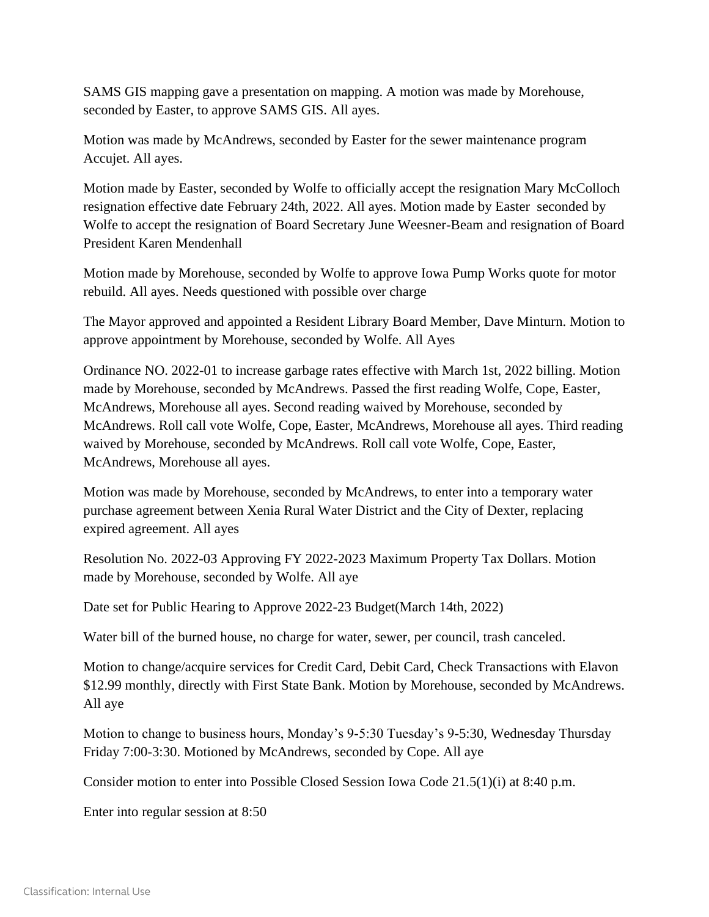SAMS GIS mapping gave a presentation on mapping. A motion was made by Morehouse, seconded by Easter, to approve SAMS GIS. All ayes.

Motion was made by McAndrews, seconded by Easter for the sewer maintenance program Accujet. All ayes.

Motion made by Easter, seconded by Wolfe to officially accept the resignation Mary McColloch resignation effective date February 24th, 2022. All ayes. Motion made by Easter  seconded by Wolfe to accept the resignation of Board Secretary June Weesner-Beam and resignation of Board President Karen Mendenhall

Motion made by Morehouse, seconded by Wolfe to approve Iowa Pump Works quote for motor rebuild. All ayes. Needs questioned with possible over charge

The Mayor approved and appointed a Resident Library Board Member, Dave Minturn. Motion to approve appointment by Morehouse, seconded by Wolfe. All Ayes

Ordinance NO. 2022-01 to increase garbage rates effective with March 1st, 2022 billing. Motion made by Morehouse, seconded by McAndrews. Passed the first reading Wolfe, Cope, Easter, McAndrews, Morehouse all ayes. Second reading waived by Morehouse, seconded by McAndrews. Roll call vote Wolfe, Cope, Easter, McAndrews, Morehouse all ayes. Third reading waived by Morehouse, seconded by McAndrews. Roll call vote Wolfe, Cope, Easter, McAndrews, Morehouse all ayes.

Motion was made by Morehouse, seconded by McAndrews, to enter into a temporary water purchase agreement between Xenia Rural Water District and the City of Dexter, replacing expired agreement. All ayes

Resolution No. 2022-03 Approving FY 2022-2023 Maximum Property Tax Dollars. Motion made by Morehouse, seconded by Wolfe. All aye

Date set for Public Hearing to Approve 2022-23 Budget(March 14th, 2022)

Water bill of the burned house, no charge for water, sewer, per council, trash canceled.

Motion to change/acquire services for Credit Card, Debit Card, Check Transactions with Elavon $12.99 monthly, directly with First State Bank. Motion by Morehouse, seconded by McAndrews. All aye

Motion to change to business hours, Monday's 9-5:30 Tuesday's 9-5:30, Wednesday Thursday Friday 7:00-3:30. Motioned by McAndrews, seconded by Cope. All aye

Consider motion to enter into Possible Closed Session Iowa Code 21.5(1)(i) at 8:40 p.m.

Enter into regular session at 8:50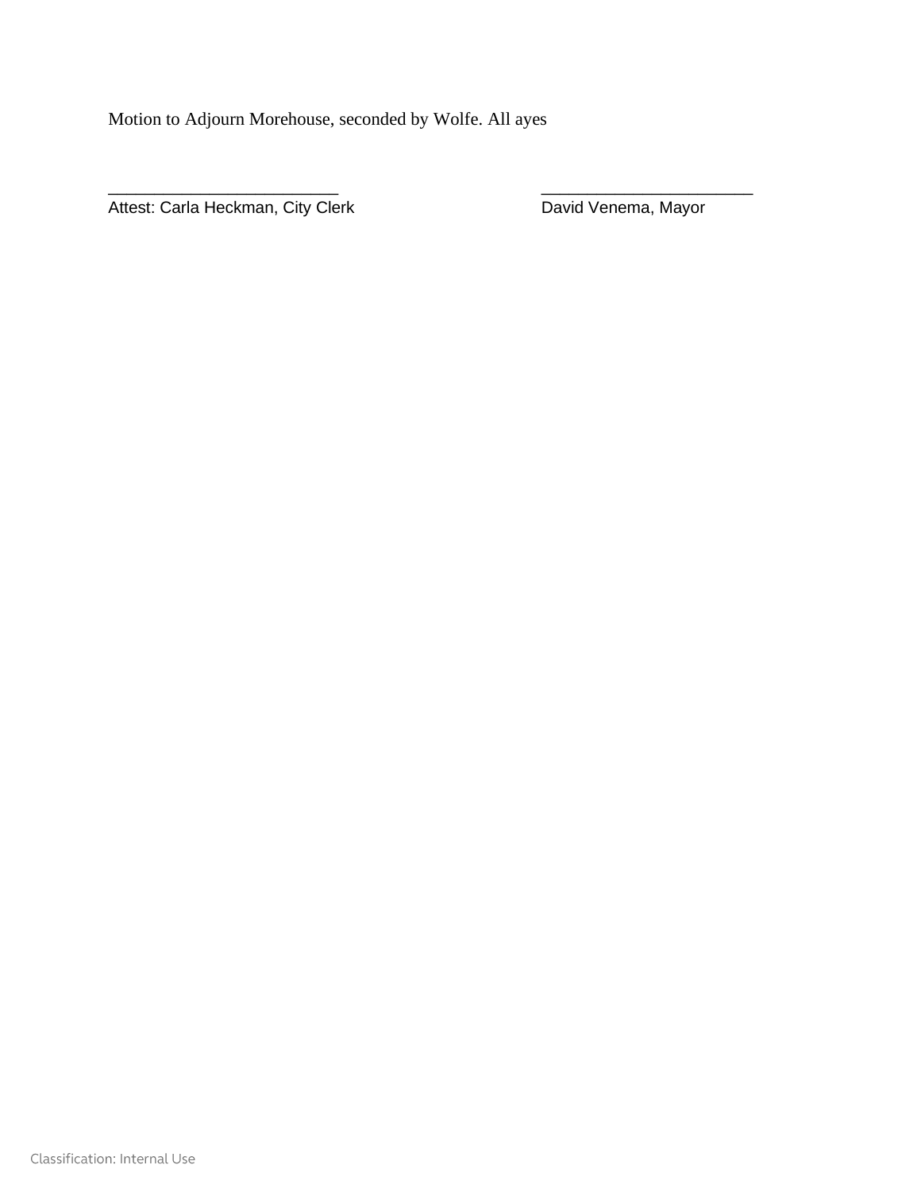Motion to Adjourn Morehouse, seconded by Wolfe. All ayes

________________________ ________________________

Attest: Carla Heckman, City Clerk David Venema, Mayor

Classification: Internal Use